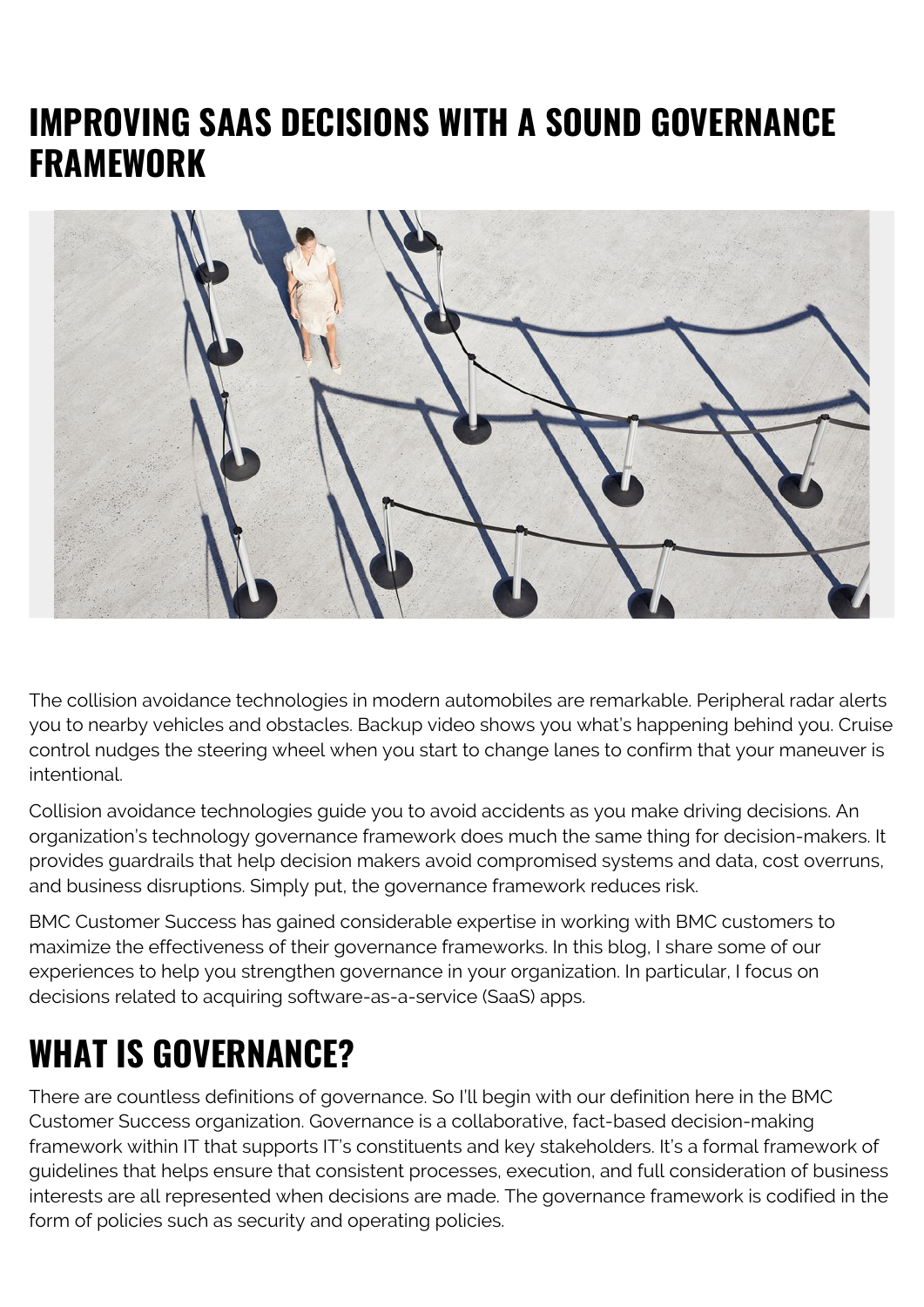# IMPROVING SAAS DECISIONS WITH A SOUND GOVERNANCE FRAMEWORK

The collision avoidance technologies in modern automobiles are remarkable. Peripheral radar alerts you to nearby vehicles and obstacles. Backup video shows you what's happening behind you. Cruise control nudges the steering wheel when you start to change lanes to confirm that your maneuver is intentional.

Collision avoidance technologies guide you to avoid accidents as you make driving decisions. An organization's technology governance framework does much the same thing for decision-makers. It provides guardrails that help decision makers avoid compromised systems and data, cost overruns, and business disruptions. Simply put, the governance framework reduces risk.

BMC Customer Success has gained considerable expertise in working with BMC customers to maximize the effectiveness of their governance frameworks. In this blog, I share some of our experiences to help you strengthen governance in your organization. In particular, I focus on decisions related to acquiring software-as-a-service (SaaS) apps.

## WHAT IS GOVERNANCE?

There are countless definitions of governance. So I'll begin with our definition here in the BMC Customer Success organization. Governance is a collaborative, fact-based decision-making framework within IT that supports IT's constituents and key stakeholders. It's a formal framework of guidelines that helps ensure that consistent processes, execution, and full consideration of business interests are all represented when decisions are made. The governance framework is codified in the form of policies such as security and operating policies.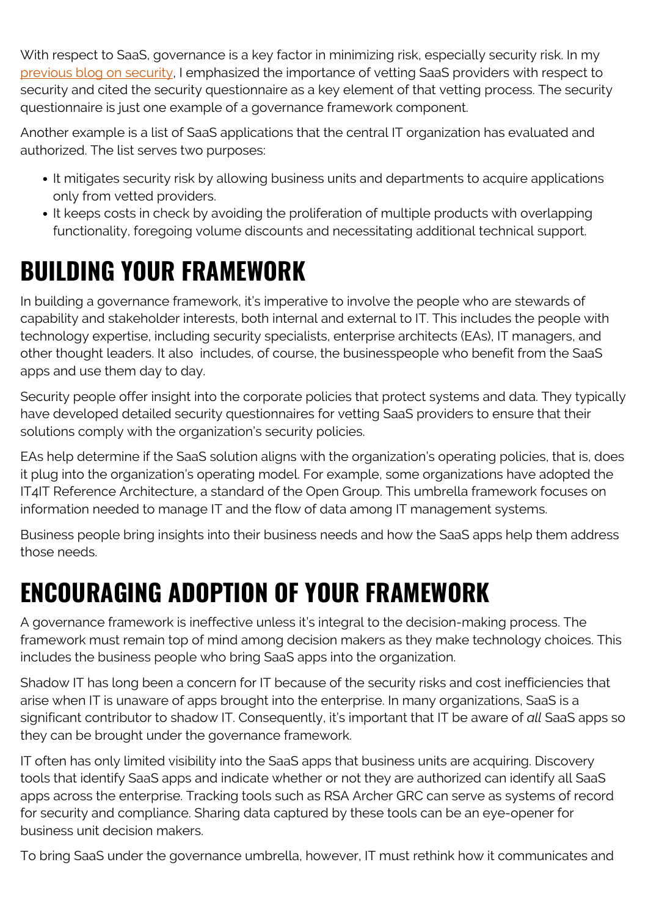With respect to SaaS, governance is a key factor in minimizing risk, especially security risk. In my [previous blog on security](), I emphasized the importance of vetting SaaS providers with respect to security and cited the security questionnaire as a key element of that vetting process. The security questionnaire is just one example of a governance framework component.

Another example is a list of SaaS applications that the central IT organization has evaluated and authorized. The list serves two purposes:

- It mitigates security risk by allowing business units and departments to acquire applications only from vetted providers.
- It keeps costs in check by avoiding the proliferation of multiple products with overlapping functionality, foregoing volume discounts and necessitating additional technical support.

## BUILDING YOUR FRAMEWORK

In building a governance framework, it's imperative to involve the people who are stewards of capability and stakeholder interests, both internal and external to IT. This includes the people with technology expertise, including security specialists, enterprise architects (EAs), IT managers, and other thought leaders. It also includes, of course, the businesspeople who benefit from the SaaS apps and use them day to day.

Security people offer insight into the corporate policies that protect systems and data. They typically have developed detailed security questionnaires for vetting SaaS providers to ensure that their solutions comply with the organization's security policies.

EAs help determine if the SaaS solution aligns with the organization's operating policies, that is, does it plug into the organization's operating model. For example, some organizations have adopted the IT4IT Reference Architecture, a standard of the Open Group. This umbrella framework focuses on information needed to manage IT and the flow of data among IT management systems.

Business people bring insights into their business needs and how the SaaS apps help them address those needs.

## ENCOURAGING ADOPTION OF YOUR FRAMEWORK

A governance framework is ineffective unless it's integral to the decision-making process. The framework must remain top of mind among decision makers as they make technology choices. This includes the business people who bring SaaS apps into the organization.

Shadow IT has long been a concern for IT because of the security risks and cost inefficiencies that arise when IT is unaware of apps brought into the enterprise. In many organizations, SaaS is a significant contributor to shadow IT. Consequently, it's important that IT be aware of *all* SaaS apps so they can be brought under the governance framework.

IT often has only limited visibility into the SaaS apps that business units are acquiring. Discovery tools that identify SaaS apps and indicate whether or not they are authorized can identify all SaaS apps across the enterprise. Tracking tools such as RSA Archer GRC can serve as systems of record for security and compliance. Sharing data captured by these tools can be an eye-opener for business unit decision makers.

To bring SaaS under the governance umbrella, however, IT must rethink how it communicates and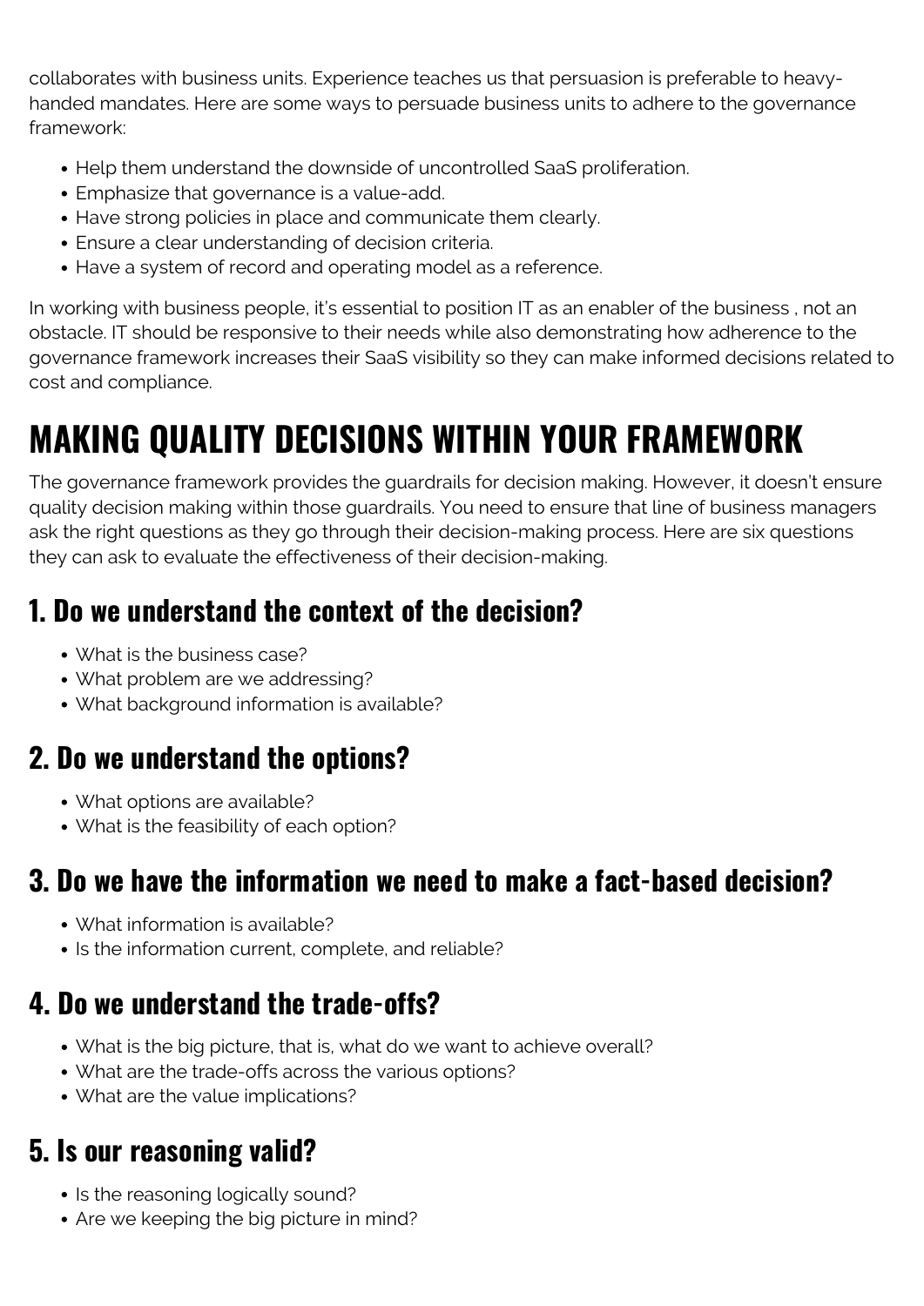collaborates with business units. Experience teaches us that persuasion is preferable to heavy-handed mandates. Here are some ways to persuade business units to adhere to the governance framework:

- Help them understand the downside of uncontrolled SaaS proliferation.
- Emphasize that governance is a value-add.
- Have strong policies in place and communicate them clearly.
- Ensure a clear understanding of decision criteria.
- Have a system of record and operating model as a reference.

In working with business people, it's essential to position IT as an enabler of the business , not an obstacle. IT should be responsive to their needs while also demonstrating how adherence to the governance framework increases their SaaS visibility so they can make informed decisions related to cost and compliance.

# MAKING QUALITY DECISIONS WITHIN YOUR FRAMEWORK

The governance framework provides the guardrails for decision making. However, it doesn't ensure quality decision making within those guardrails. You need to ensure that line of business managers ask the right questions as they go through their decision-making process. Here are six questions they can ask to evaluate the effectiveness of their decision-making.

## 1. Do we understand the context of the decision?

- What is the business case?
- What problem are we addressing?
- What background information is available?

## 2. Do we understand the options?

- What options are available?
- What is the feasibility of each option?

## 3. Do we have the information we need to make a fact-based decision?

- What information is available?
- Is the information current, complete, and reliable?

## 4. Do we understand the trade-offs?

- What is the big picture, that is, what do we want to achieve overall?
- What are the trade-offs across the various options?
- What are the value implications?

## 5. Is our reasoning valid?

- Is the reasoning logically sound?
- Are we keeping the big picture in mind?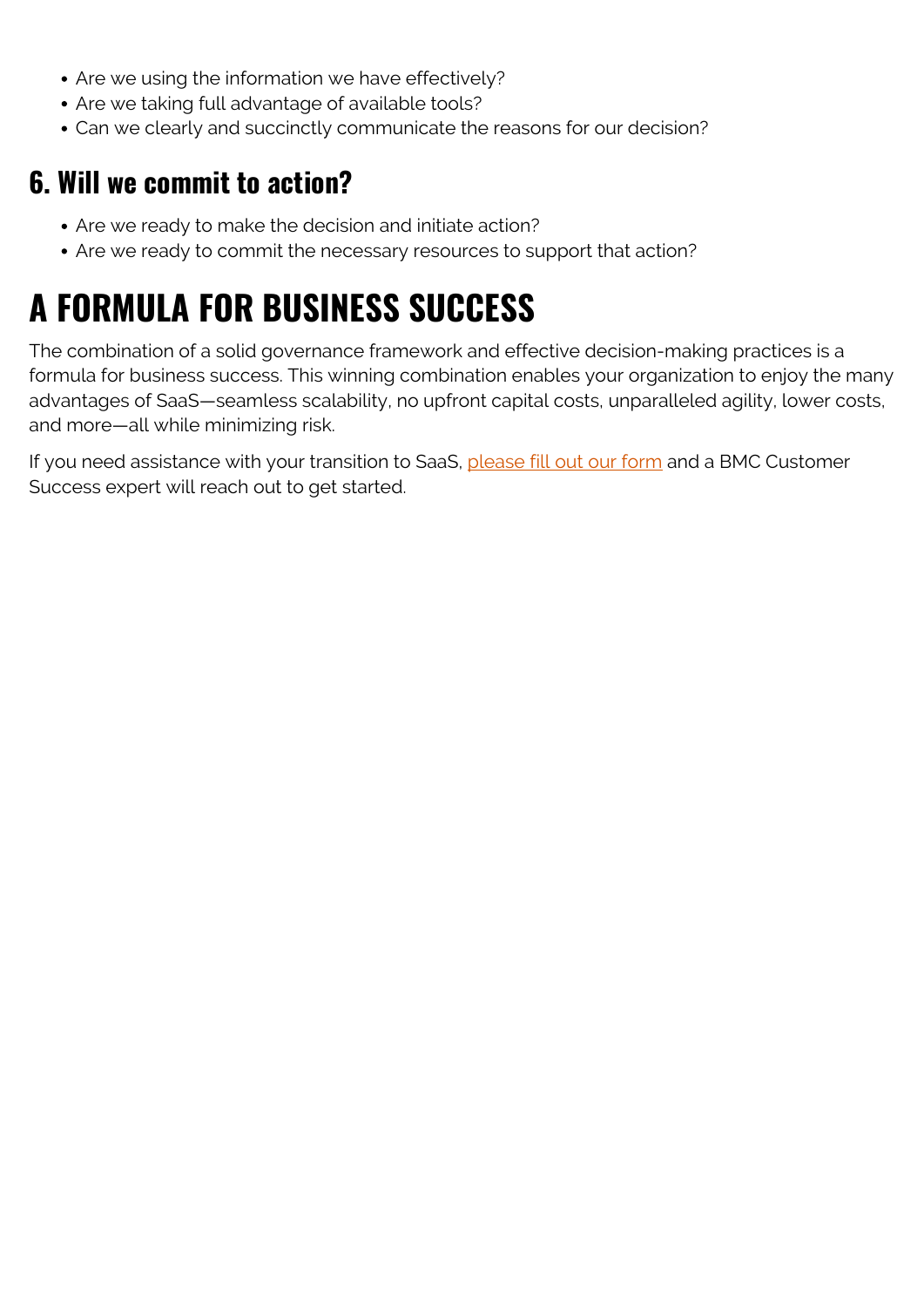- Are we using the information we have effectively?
- Are we taking full advantage of available tools?
- Can we clearly and succinctly communicate the reasons for our decision?

## 6. Will we commit to action?

- Are we ready to make the decision and initiate action?
- Are we ready to commit the necessary resources to support that action?

# A FORMULA FOR BUSINESS SUCCESS

The combination of a solid governance framework and effective decision-making practices is a formula for business success. This winning combination enables your organization to enjoy the many advantages of SaaS—seamless scalability, no upfront capital costs, unparalleled agility, lower costs, and more—all while minimizing risk.

If you need assistance with your transition to SaaS, please fill out our form and a BMC Customer Success expert will reach out to get started.